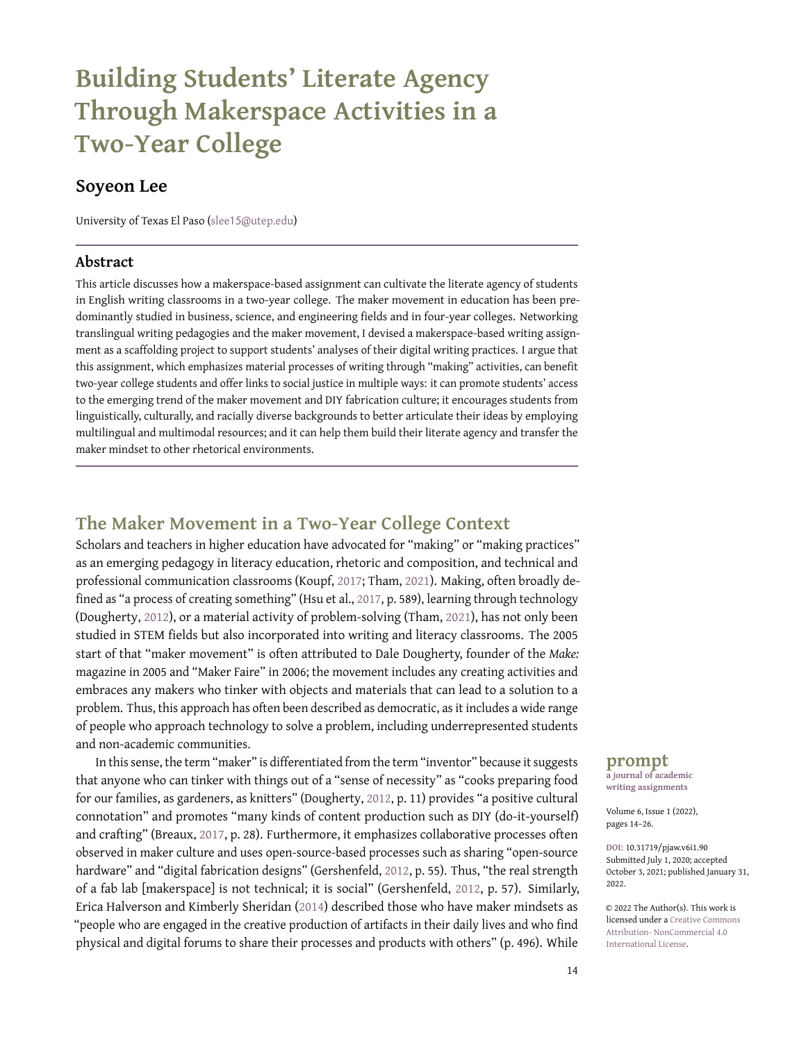# Building Students' Literate Agency Through Makerspace Activities in a Two-Year College

## Soyeon Lee

University of Texas El Paso (slee15@utep.edu)

### Abstract

This article discusses how a makerspace-based assignment can cultivate the literate agency of students in English writing classrooms in a two-year college. The maker movement in education has been predominantly studied in business, science, and engineering fields and in four-year colleges. Networking translingual writing pedagogies and the maker movement, I devised a makerspace-based writing assignment as a scaffolding project to support students' analyses of their digital writing practices. I argue that this assignment, which emphasizes material processes of writing through "making" activities, can benefit two-year college students and offer links to social justice in multiple ways: it can promote students' access to the emerging trend of the maker movement and DIY fabrication culture; it encourages students from linguistically, culturally, and racially diverse backgrounds to better articulate their ideas by employing multilingual and multimodal resources; and it can help them build their literate agency and transfer the maker mindset to other rhetorical environments.

**prompt**
**a journal of academic writing assignments**

Volume 6, Issue 1 (2022), pages 14–26.

DOI: 10.31719/pjaw.v6i1.90
Submitted July 1, 2020; accepted October 3, 2021; published January 31, 2022.

© 2022 The Author(s). This work is licensed under a Creative Commons Attribution- NonCommercial 4.0 International License.

## The Maker Movement in a Two-Year College Context

Scholars and teachers in higher education have advocated for "making" or "making practices" as an emerging pedagogy in literacy education, rhetoric and composition, and technical and professional communication classrooms (Koupf, 2017; Tham, 2021). Making, often broadly defined as "a process of creating something" (Hsu et al., 2017, p. 589), learning through technology (Dougherty, 2012), or a material activity of problem-solving (Tham, 2021), has not only been studied in STEM fields but also incorporated into writing and literacy classrooms. The 2005 start of that "maker movement" is often attributed to Dale Dougherty, founder of the *Make:* magazine in 2005 and "Maker Faire" in 2006; the movement includes any creating activities and embraces any makers who tinker with objects and materials that can lead to a solution to a problem. Thus, this approach has often been described as democratic, as it includes a wide range of people who approach technology to solve a problem, including underrepresented students and non-academic communities.

In this sense, the term "maker" is differentiated from the term "inventor" because it suggests that anyone who can tinker with things out of a "sense of necessity" as "cooks preparing food for our families, as gardeners, as knitters" (Dougherty, 2012, p. 11) provides "a positive cultural connotation" and promotes "many kinds of content production such as DIY (do-it-yourself) and crafting" (Breaux, 2017, p. 28). Furthermore, it emphasizes collaborative processes often observed in maker culture and uses open-source-based processes such as sharing "open-source hardware" and "digital fabrication designs" (Gershenfeld, 2012, p. 55). Thus, "the real strength of a fab lab [makerspace] is not technical; it is social" (Gershenfeld, 2012, p. 57). Similarly, Erica Halverson and Kimberly Sheridan (2014) described those who have maker mindsets as "people who are engaged in the creative production of artifacts in their daily lives and who find physical and digital forums to share their processes and products with others" (p. 496). While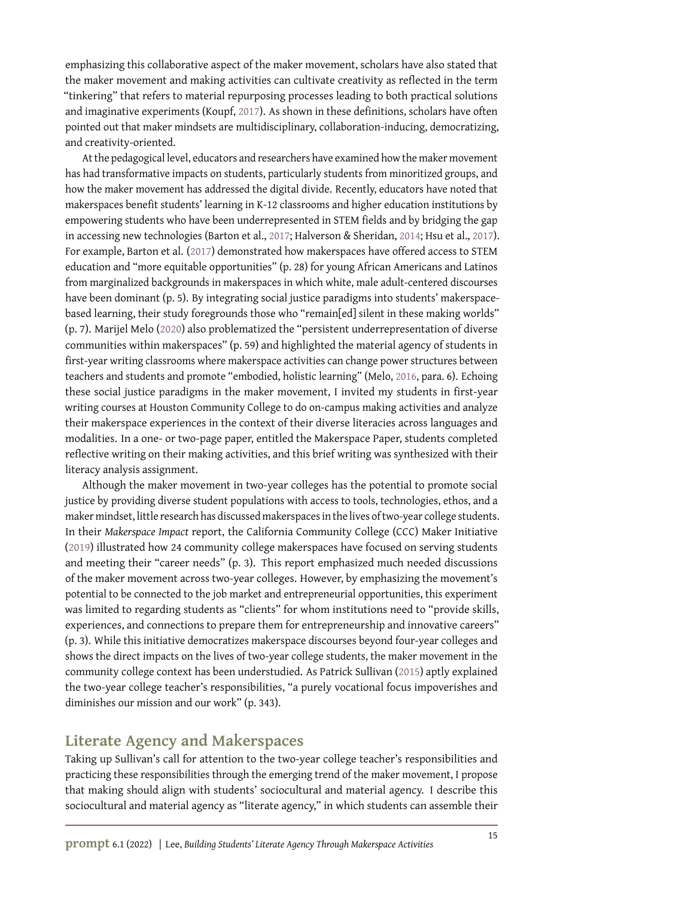emphasizing this collaborative aspect of the maker movement, scholars have also stated that the maker movement and making activities can cultivate creativity as reflected in the term "tinkering" that refers to material repurposing processes leading to both practical solutions and imaginative experiments (Koupf, 2017). As shown in these definitions, scholars have often pointed out that maker mindsets are multidisciplinary, collaboration-inducing, democratizing, and creativity-oriented.

At the pedagogical level, educators and researchers have examined how the maker movement has had transformative impacts on students, particularly students from minoritized groups, and how the maker movement has addressed the digital divide. Recently, educators have noted that makerspaces benefit students' learning in K-12 classrooms and higher education institutions by empowering students who have been underrepresented in STEM fields and by bridging the gap in accessing new technologies (Barton et al., 2017; Halverson & Sheridan, 2014; Hsu et al., 2017). For example, Barton et al. (2017) demonstrated how makerspaces have offered access to STEM education and "more equitable opportunities" (p. 28) for young African Americans and Latinos from marginalized backgrounds in makerspaces in which white, male adult-centered discourses have been dominant (p. 5). By integrating social justice paradigms into students' makerspace-based learning, their study foregrounds those who "remain[ed] silent in these making worlds" (p. 7). Marijel Melo (2020) also problematized the "persistent underrepresentation of diverse communities within makerspaces" (p. 59) and highlighted the material agency of students in first-year writing classrooms where makerspace activities can change power structures between teachers and students and promote "embodied, holistic learning" (Melo, 2016, para. 6). Echoing these social justice paradigms in the maker movement, I invited my students in first-year writing courses at Houston Community College to do on-campus making activities and analyze their makerspace experiences in the context of their diverse literacies across languages and modalities. In a one- or two-page paper, entitled the Makerspace Paper, students completed reflective writing on their making activities, and this brief writing was synthesized with their literacy analysis assignment.

Although the maker movement in two-year colleges has the potential to promote social justice by providing diverse student populations with access to tools, technologies, ethos, and a maker mindset, little research has discussed makerspaces in the lives of two-year college students. In their *Makerspace Impact* report, the California Community College (CCC) Maker Initiative (2019) illustrated how 24 community college makerspaces have focused on serving students and meeting their "career needs" (p. 3). This report emphasized much needed discussions of the maker movement across two-year colleges. However, by emphasizing the movement's potential to be connected to the job market and entrepreneurial opportunities, this experiment was limited to regarding students as "clients" for whom institutions need to "provide skills, experiences, and connections to prepare them for entrepreneurship and innovative careers" (p. 3). While this initiative democratizes makerspace discourses beyond four-year colleges and shows the direct impacts on the lives of two-year college students, the maker movement in the community college context has been understudied. As Patrick Sullivan (2015) aptly explained the two-year college teacher's responsibilities, "a purely vocational focus impoverishes and diminishes our mission and our work" (p. 343).

## Literate Agency and Makerspaces

Taking up Sullivan's call for attention to the two-year college teacher's responsibilities and practicing these responsibilities through the emerging trend of the maker movement, I propose that making should align with students' sociocultural and material agency. I describe this sociocultural and material agency as "literate agency," in which students can assemble their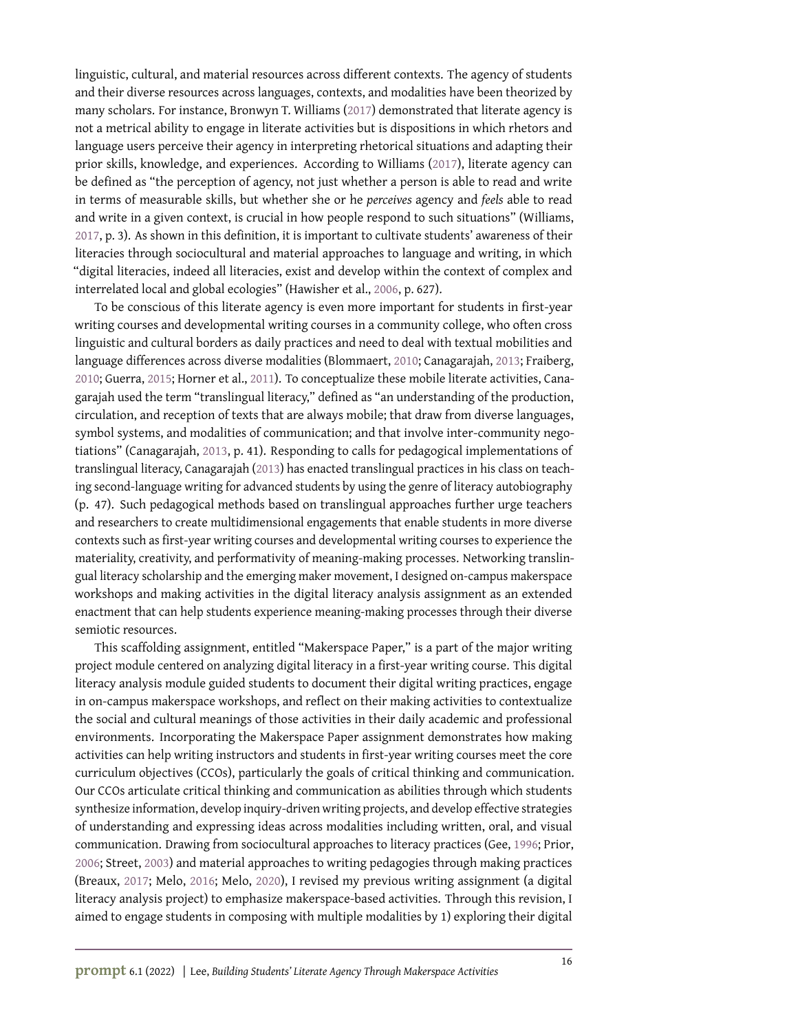linguistic, cultural, and material resources across different contexts. The agency of students and their diverse resources across languages, contexts, and modalities have been theorized by many scholars. For instance, Bronwyn T. Williams (2017) demonstrated that literate agency is not a metrical ability to engage in literate activities but is dispositions in which rhetors and language users perceive their agency in interpreting rhetorical situations and adapting their prior skills, knowledge, and experiences. According to Williams (2017), literate agency can be defined as "the perception of agency, not just whether a person is able to read and write in terms of measurable skills, but whether she or he *perceives* agency and *feels* able to read and write in a given context, is crucial in how people respond to such situations" (Williams, 2017, p. 3). As shown in this definition, it is important to cultivate students' awareness of their literacies through sociocultural and material approaches to language and writing, in which "digital literacies, indeed all literacies, exist and develop within the context of complex and interrelated local and global ecologies" (Hawisher et al., 2006, p. 627).

To be conscious of this literate agency is even more important for students in first-year writing courses and developmental writing courses in a community college, who often cross linguistic and cultural borders as daily practices and need to deal with textual mobilities and language differences across diverse modalities (Blommaert, 2010; Canagarajah, 2013; Fraiberg, 2010; Guerra, 2015; Horner et al., 2011). To conceptualize these mobile literate activities, Canagarajah used the term "translingual literacy," defined as "an understanding of the production, circulation, and reception of texts that are always mobile; that draw from diverse languages, symbol systems, and modalities of communication; and that involve inter-community negotiations" (Canagarajah, 2013, p. 41). Responding to calls for pedagogical implementations of translingual literacy, Canagarajah (2013) has enacted translingual practices in his class on teaching second-language writing for advanced students by using the genre of literacy autobiography (p. 47). Such pedagogical methods based on translingual approaches further urge teachers and researchers to create multidimensional engagements that enable students in more diverse contexts such as first-year writing courses and developmental writing courses to experience the materiality, creativity, and performativity of meaning-making processes. Networking translingual literacy scholarship and the emerging maker movement, I designed on-campus makerspace workshops and making activities in the digital literacy analysis assignment as an extended enactment that can help students experience meaning-making processes through their diverse semiotic resources.

This scaffolding assignment, entitled "Makerspace Paper," is a part of the major writing project module centered on analyzing digital literacy in a first-year writing course. This digital literacy analysis module guided students to document their digital writing practices, engage in on-campus makerspace workshops, and reflect on their making activities to contextualize the social and cultural meanings of those activities in their daily academic and professional environments. Incorporating the Makerspace Paper assignment demonstrates how making activities can help writing instructors and students in first-year writing courses meet the core curriculum objectives (CCOs), particularly the goals of critical thinking and communication. Our CCOs articulate critical thinking and communication as abilities through which students synthesize information, develop inquiry-driven writing projects, and develop effective strategies of understanding and expressing ideas across modalities including written, oral, and visual communication. Drawing from sociocultural approaches to literacy practices (Gee, 1996; Prior, 2006; Street, 2003) and material approaches to writing pedagogies through making practices (Breaux, 2017; Melo, 2016; Melo, 2020), I revised my previous writing assignment (a digital literacy analysis project) to emphasize makerspace-based activities. Through this revision, I aimed to engage students in composing with multiple modalities by 1) exploring their digital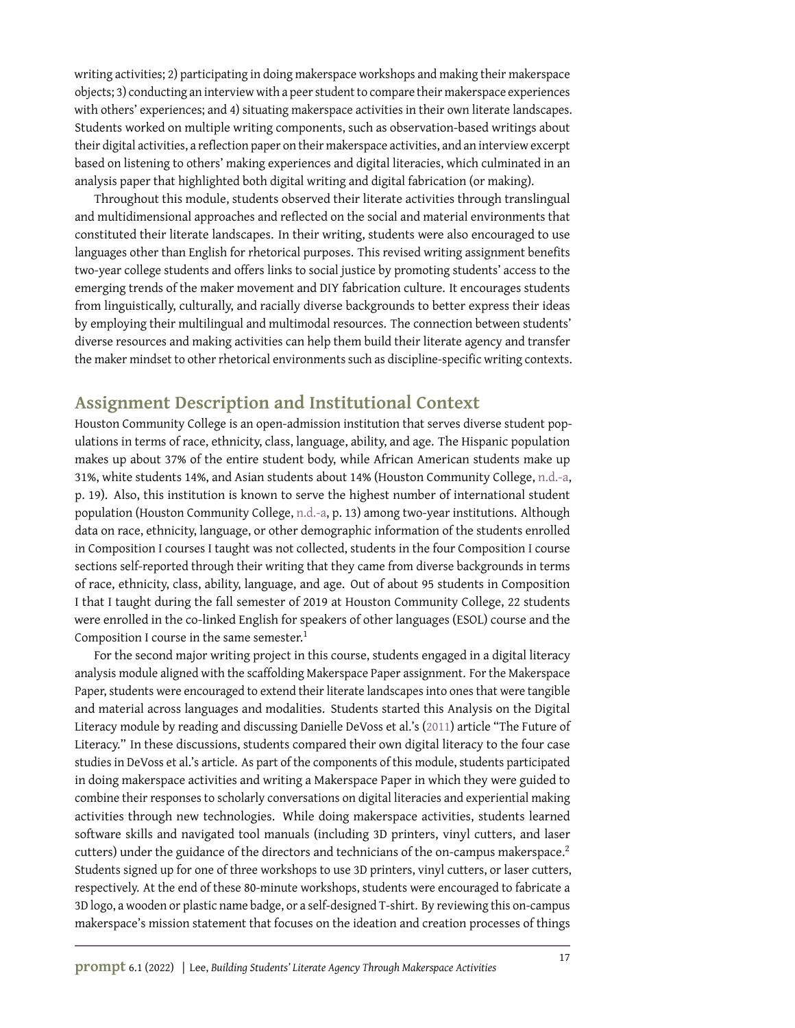writing activities; 2) participating in doing makerspace workshops and making their makerspace objects; 3) conducting an interview with a peer student to compare their makerspace experiences with others' experiences; and 4) situating makerspace activities in their own literate landscapes. Students worked on multiple writing components, such as observation-based writings about their digital activities, a reflection paper on their makerspace activities, and an interview excerpt based on listening to others' making experiences and digital literacies, which culminated in an analysis paper that highlighted both digital writing and digital fabrication (or making).

Throughout this module, students observed their literate activities through translingual and multidimensional approaches and reflected on the social and material environments that constituted their literate landscapes. In their writing, students were also encouraged to use languages other than English for rhetorical purposes. This revised writing assignment benefits two-year college students and offers links to social justice by promoting students' access to the emerging trends of the maker movement and DIY fabrication culture. It encourages students from linguistically, culturally, and racially diverse backgrounds to better express their ideas by employing their multilingual and multimodal resources. The connection between students' diverse resources and making activities can help them build their literate agency and transfer the maker mindset to other rhetorical environments such as discipline-specific writing contexts.

## Assignment Description and Institutional Context

Houston Community College is an open-admission institution that serves diverse student populations in terms of race, ethnicity, class, language, ability, and age. The Hispanic population makes up about 37% of the entire student body, while African American students make up 31%, white students 14%, and Asian students about 14% (Houston Community College, n.d.-a, p. 19). Also, this institution is known to serve the highest number of international student population (Houston Community College, n.d.-a, p. 13) among two-year institutions. Although data on race, ethnicity, language, or other demographic information of the students enrolled in Composition I courses I taught was not collected, students in the four Composition I course sections self-reported through their writing that they came from diverse backgrounds in terms of race, ethnicity, class, ability, language, and age. Out of about 95 students in Composition I that I taught during the fall semester of 2019 at Houston Community College, 22 students were enrolled in the co-linked English for speakers of other languages (ESOL) course and the Composition I course in the same semester.[1]

For the second major writing project in this course, students engaged in a digital literacy analysis module aligned with the scaffolding Makerspace Paper assignment. For the Makerspace Paper, students were encouraged to extend their literate landscapes into ones that were tangible and material across languages and modalities. Students started this Analysis on the Digital Literacy module by reading and discussing Danielle DeVoss et al.'s (2011) article "The Future of Literacy." In these discussions, students compared their own digital literacy to the four case studies in DeVoss et al.'s article. As part of the components of this module, students participated in doing makerspace activities and writing a Makerspace Paper in which they were guided to combine their responses to scholarly conversations on digital literacies and experiential making activities through new technologies. While doing makerspace activities, students learned software skills and navigated tool manuals (including 3D printers, vinyl cutters, and laser cutters) under the guidance of the directors and technicians of the on-campus makerspace.[2] Students signed up for one of three workshops to use 3D printers, vinyl cutters, or laser cutters, respectively. At the end of these 80-minute workshops, students were encouraged to fabricate a 3D logo, a wooden or plastic name badge, or a self-designed T-shirt. By reviewing this on-campus makerspace's mission statement that focuses on the ideation and creation processes of things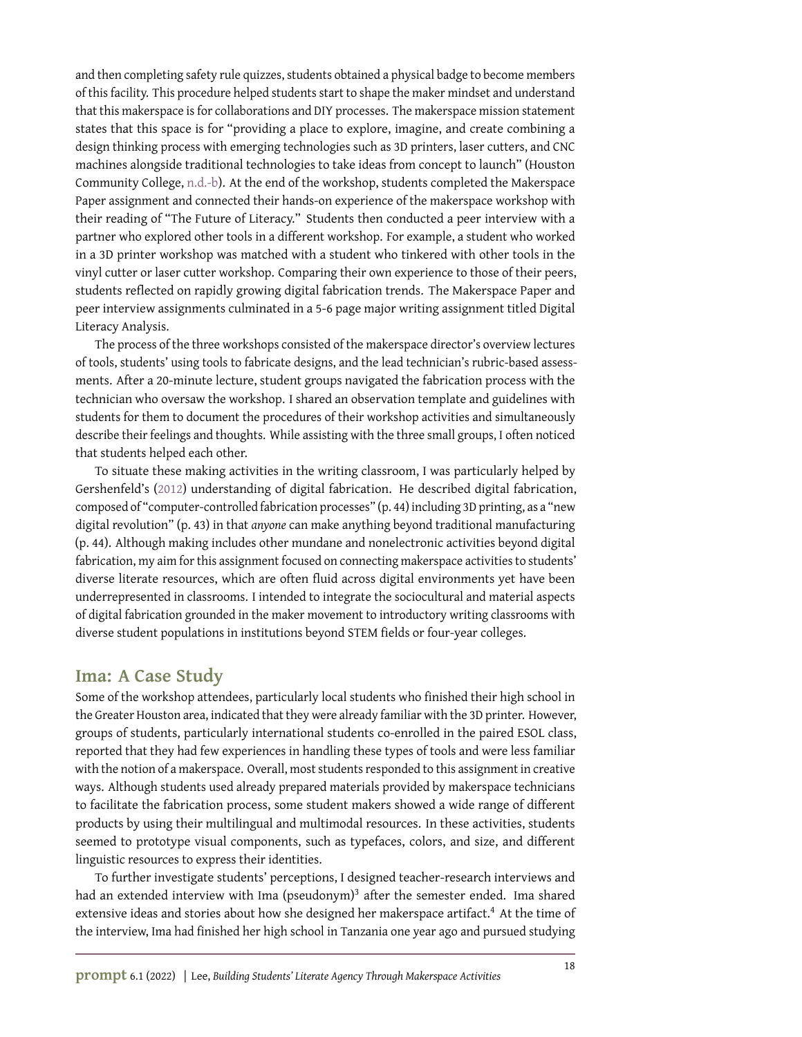and then completing safety rule quizzes, students obtained a physical badge to become members of this facility. This procedure helped students start to shape the maker mindset and understand that this makerspace is for collaborations and DIY processes. The makerspace mission statement states that this space is for "providing a place to explore, imagine, and create combining a design thinking process with emerging technologies such as 3D printers, laser cutters, and CNC machines alongside traditional technologies to take ideas from concept to launch" (Houston Community College, n.d.-b). At the end of the workshop, students completed the Makerspace Paper assignment and connected their hands-on experience of the makerspace workshop with their reading of "The Future of Literacy." Students then conducted a peer interview with a partner who explored other tools in a different workshop. For example, a student who worked in a 3D printer workshop was matched with a student who tinkered with other tools in the vinyl cutter or laser cutter workshop. Comparing their own experience to those of their peers, students reflected on rapidly growing digital fabrication trends. The Makerspace Paper and peer interview assignments culminated in a 5-6 page major writing assignment titled Digital Literacy Analysis.

The process of the three workshops consisted of the makerspace director's overview lectures of tools, students' using tools to fabricate designs, and the lead technician's rubric-based assessments. After a 20-minute lecture, student groups navigated the fabrication process with the technician who oversaw the workshop. I shared an observation template and guidelines with students for them to document the procedures of their workshop activities and simultaneously describe their feelings and thoughts. While assisting with the three small groups, I often noticed that students helped each other.

To situate these making activities in the writing classroom, I was particularly helped by Gershenfeld's (2012) understanding of digital fabrication. He described digital fabrication, composed of "computer-controlled fabrication processes" (p. 44) including 3D printing, as a "new digital revolution" (p. 43) in that *anyone* can make anything beyond traditional manufacturing (p. 44). Although making includes other mundane and nonelectronic activities beyond digital fabrication, my aim for this assignment focused on connecting makerspace activities to students' diverse literate resources, which are often fluid across digital environments yet have been underrepresented in classrooms. I intended to integrate the sociocultural and material aspects of digital fabrication grounded in the maker movement to introductory writing classrooms with diverse student populations in institutions beyond STEM fields or four-year colleges.

## Ima: A Case Study

Some of the workshop attendees, particularly local students who finished their high school in the Greater Houston area, indicated that they were already familiar with the 3D printer. However, groups of students, particularly international students co-enrolled in the paired ESOL class, reported that they had few experiences in handling these types of tools and were less familiar with the notion of a makerspace. Overall, most students responded to this assignment in creative ways. Although students used already prepared materials provided by makerspace technicians to facilitate the fabrication process, some student makers showed a wide range of different products by using their multilingual and multimodal resources. In these activities, students seemed to prototype visual components, such as typefaces, colors, and size, and different linguistic resources to express their identities.

To further investigate students' perceptions, I designed teacher-research interviews and had an extended interview with Ima (pseudonym)[3] after the semester ended. Ima shared extensive ideas and stories about how she designed her makerspace artifact.[4] At the time of the interview, Ima had finished her high school in Tanzania one year ago and pursued studying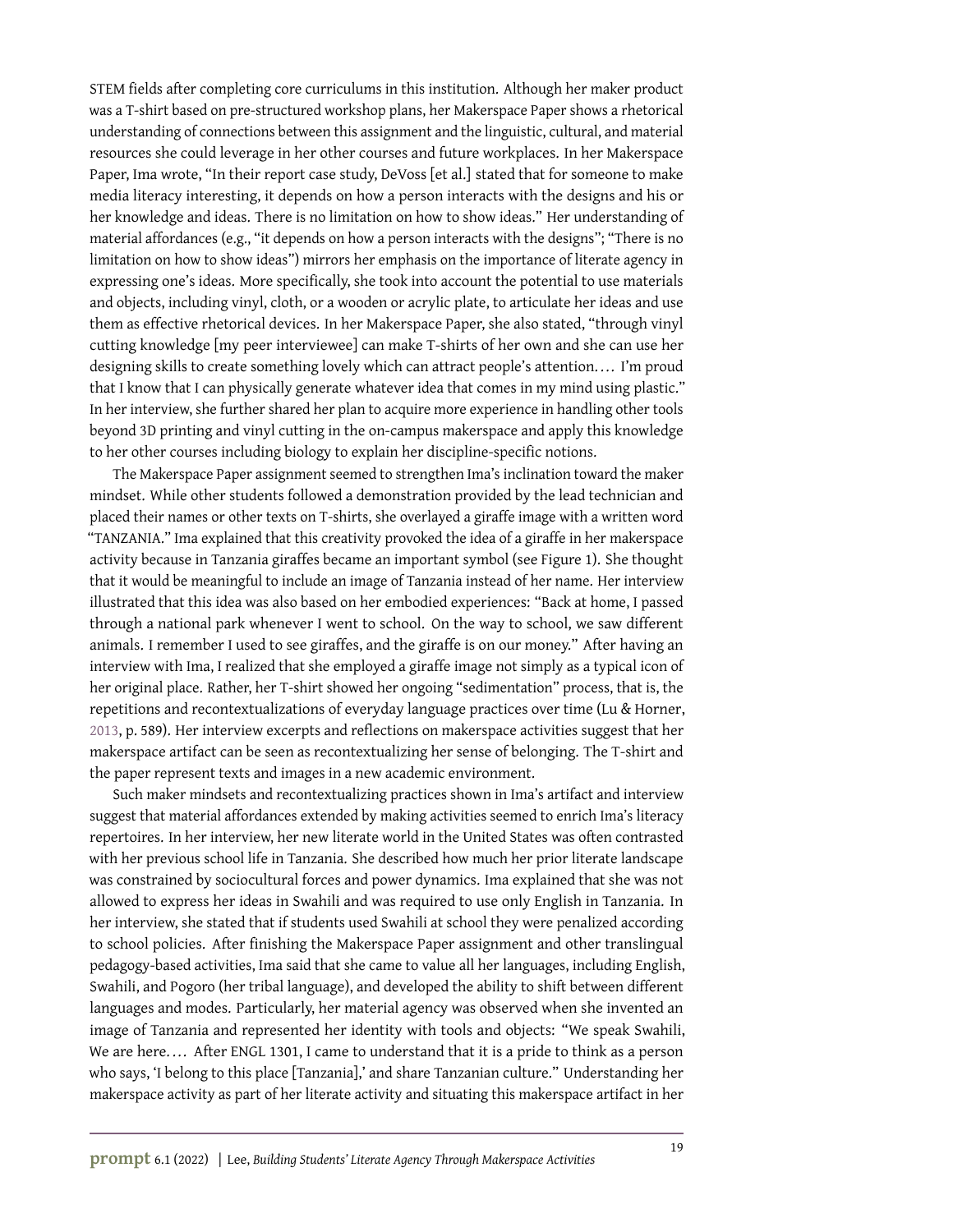STEM fields after completing core curriculums in this institution. Although her maker product was a T-shirt based on pre-structured workshop plans, her Makerspace Paper shows a rhetorical understanding of connections between this assignment and the linguistic, cultural, and material resources she could leverage in her other courses and future workplaces. In her Makerspace Paper, Ima wrote, "In their report case study, DeVoss [et al.] stated that for someone to make media literacy interesting, it depends on how a person interacts with the designs and his or her knowledge and ideas. There is no limitation on how to show ideas." Her understanding of material affordances (e.g., "it depends on how a person interacts with the designs"; "There is no limitation on how to show ideas") mirrors her emphasis on the importance of literate agency in expressing one's ideas. More specifically, she took into account the potential to use materials and objects, including vinyl, cloth, or a wooden or acrylic plate, to articulate her ideas and use them as effective rhetorical devices. In her Makerspace Paper, she also stated, "through vinyl cutting knowledge [my peer interviewee] can make T-shirts of her own and she can use her designing skills to create something lovely which can attract people's attention.… I'm proud that I know that I can physically generate whatever idea that comes in my mind using plastic." In her interview, she further shared her plan to acquire more experience in handling other tools beyond 3D printing and vinyl cutting in the on-campus makerspace and apply this knowledge to her other courses including biology to explain her discipline-specific notions.

The Makerspace Paper assignment seemed to strengthen Ima's inclination toward the maker mindset. While other students followed a demonstration provided by the lead technician and placed their names or other texts on T-shirts, she overlayed a giraffe image with a written word "TANZANIA." Ima explained that this creativity provoked the idea of a giraffe in her makerspace activity because in Tanzania giraffes became an important symbol (see Figure 1). She thought that it would be meaningful to include an image of Tanzania instead of her name. Her interview illustrated that this idea was also based on her embodied experiences: "Back at home, I passed through a national park whenever I went to school. On the way to school, we saw different animals. I remember I used to see giraffes, and the giraffe is on our money." After having an interview with Ima, I realized that she employed a giraffe image not simply as a typical icon of her original place. Rather, her T-shirt showed her ongoing "sedimentation" process, that is, the repetitions and recontextualizations of everyday language practices over time (Lu & Horner, 2013, p. 589). Her interview excerpts and reflections on makerspace activities suggest that her makerspace artifact can be seen as recontextualizing her sense of belonging. The T-shirt and the paper represent texts and images in a new academic environment.

Such maker mindsets and recontextualizing practices shown in Ima's artifact and interview suggest that material affordances extended by making activities seemed to enrich Ima's literacy repertoires. In her interview, her new literate world in the United States was often contrasted with her previous school life in Tanzania. She described how much her prior literate landscape was constrained by sociocultural forces and power dynamics. Ima explained that she was not allowed to express her ideas in Swahili and was required to use only English in Tanzania. In her interview, she stated that if students used Swahili at school they were penalized according to school policies. After finishing the Makerspace Paper assignment and other translingual pedagogy-based activities, Ima said that she came to value all her languages, including English, Swahili, and Pogoro (her tribal language), and developed the ability to shift between different languages and modes. Particularly, her material agency was observed when she invented an image of Tanzania and represented her identity with tools and objects: "We speak Swahili, We are here.… After ENGL 1301, I came to understand that it is a pride to think as a person who says, 'I belong to this place [Tanzania],' and share Tanzanian culture." Understanding her makerspace activity as part of her literate activity and situating this makerspace artifact in her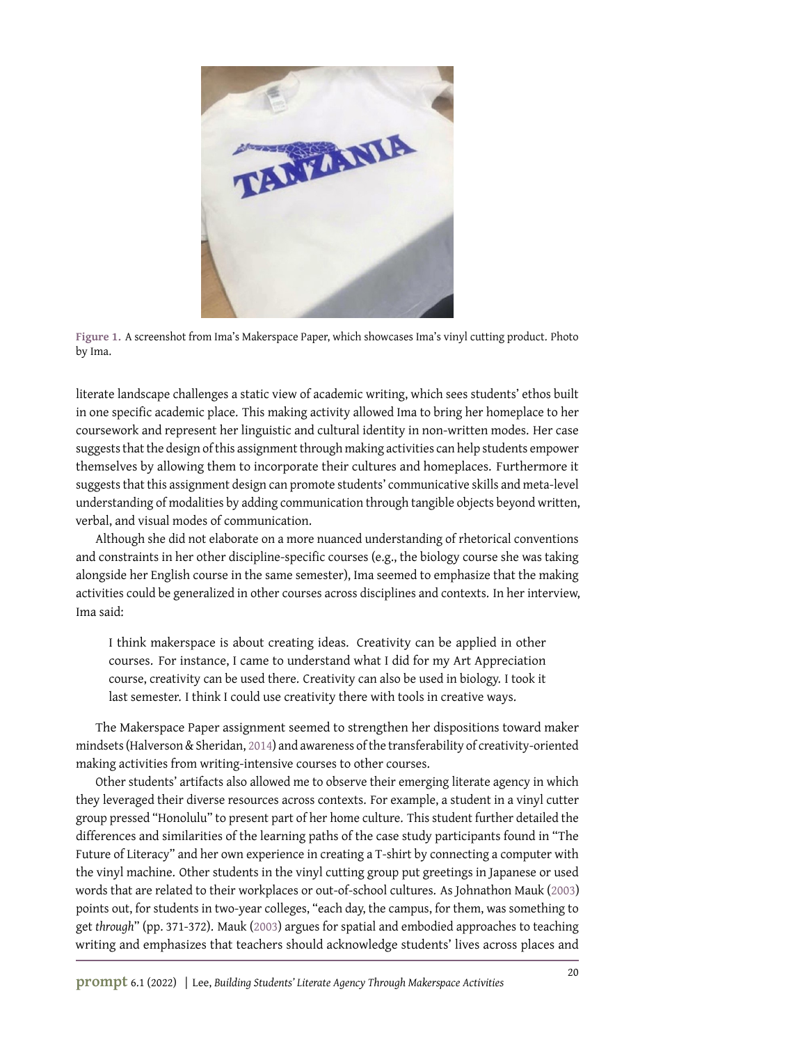Figure 1. A screenshot from Ima's Makerspace Paper, which showcases Ima's vinyl cutting product. Photo by Ima.

literate landscape challenges a static view of academic writing, which sees students' ethos built in one specific academic place. This making activity allowed Ima to bring her homeplace to her coursework and represent her linguistic and cultural identity in non-written modes. Her case suggests that the design of this assignment through making activities can help students empower themselves by allowing them to incorporate their cultures and homeplaces. Furthermore it suggests that this assignment design can promote students' communicative skills and meta-level understanding of modalities by adding communication through tangible objects beyond written, verbal, and visual modes of communication.

Although she did not elaborate on a more nuanced understanding of rhetorical conventions and constraints in her other discipline-specific courses (e.g., the biology course she was taking alongside her English course in the same semester), Ima seemed to emphasize that the making activities could be generalized in other courses across disciplines and contexts. In her interview, Ima said:

> I think makerspace is about creating ideas. Creativity can be applied in other courses. For instance, I came to understand what I did for my Art Appreciation course, creativity can be used there. Creativity can also be used in biology. I took it last semester. I think I could use creativity there with tools in creative ways.

The Makerspace Paper assignment seemed to strengthen her dispositions toward maker mindsets (Halverson & Sheridan, 2014) and awareness of the transferability of creativity-oriented making activities from writing-intensive courses to other courses.

Other students' artifacts also allowed me to observe their emerging literate agency in which they leveraged their diverse resources across contexts. For example, a student in a vinyl cutter group pressed "Honolulu" to present part of her home culture. This student further detailed the differences and similarities of the learning paths of the case study participants found in "The Future of Literacy" and her own experience in creating a T-shirt by connecting a computer with the vinyl machine. Other students in the vinyl cutting group put greetings in Japanese or used words that are related to their workplaces or out-of-school cultures. As Johnathon Mauk (2003) points out, for students in two-year colleges, "each day, the campus, for them, was something to get *through*" (pp. 371-372). Mauk (2003) argues for spatial and embodied approaches to teaching writing and emphasizes that teachers should acknowledge students' lives across places and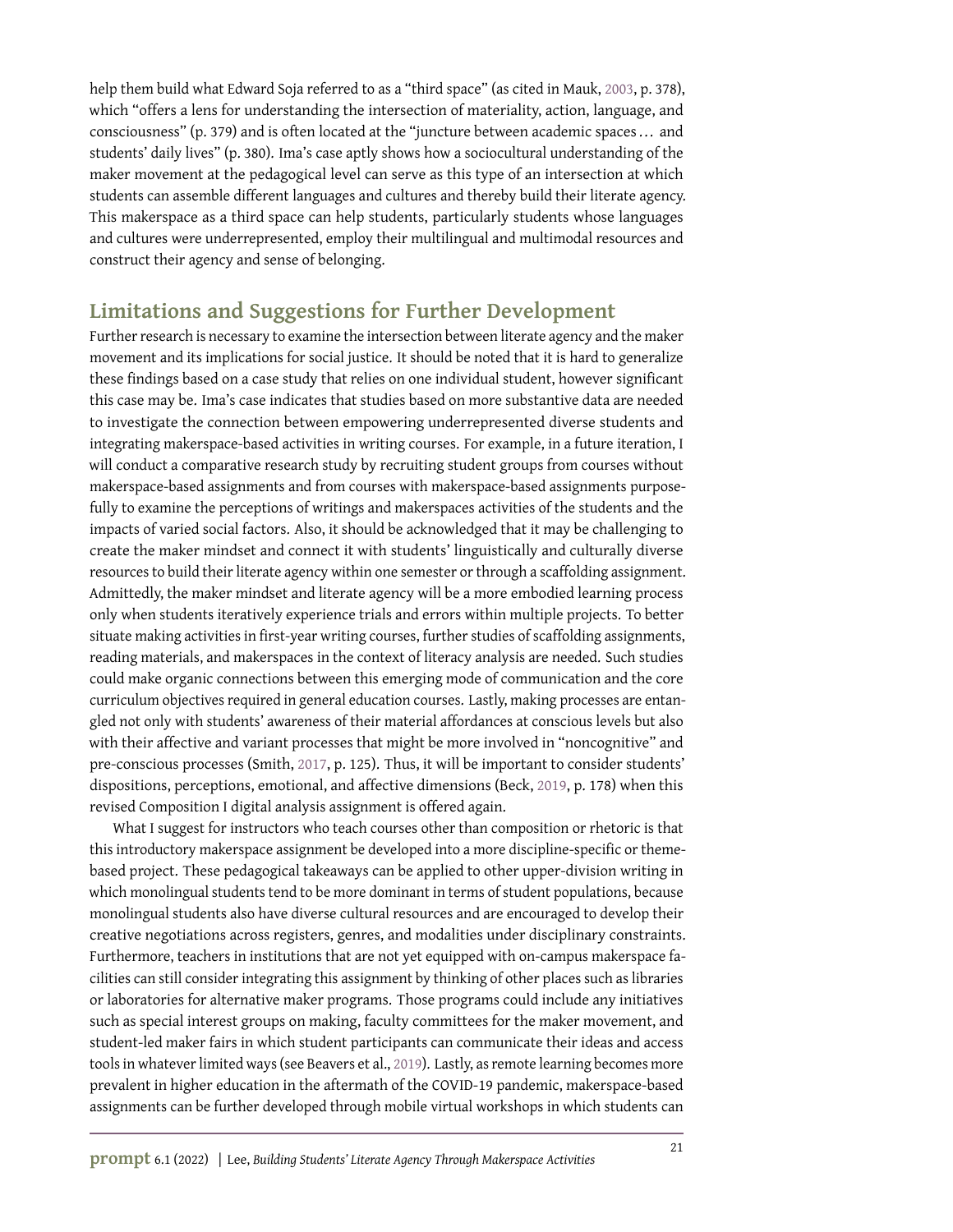help them build what Edward Soja referred to as a "third space" (as cited in Mauk, 2003, p. 378), which "offers a lens for understanding the intersection of materiality, action, language, and consciousness" (p. 379) and is often located at the "juncture between academic spaces … and students' daily lives" (p. 380). Ima's case aptly shows how a sociocultural understanding of the maker movement at the pedagogical level can serve as this type of an intersection at which students can assemble different languages and cultures and thereby build their literate agency. This makerspace as a third space can help students, particularly students whose languages and cultures were underrepresented, employ their multilingual and multimodal resources and construct their agency and sense of belonging.

## Limitations and Suggestions for Further Development

Further research is necessary to examine the intersection between literate agency and the maker movement and its implications for social justice. It should be noted that it is hard to generalize these findings based on a case study that relies on one individual student, however significant this case may be. Ima's case indicates that studies based on more substantive data are needed to investigate the connection between empowering underrepresented diverse students and integrating makerspace-based activities in writing courses. For example, in a future iteration, I will conduct a comparative research study by recruiting student groups from courses without makerspace-based assignments and from courses with makerspace-based assignments purposefully to examine the perceptions of writings and makerspaces activities of the students and the impacts of varied social factors. Also, it should be acknowledged that it may be challenging to create the maker mindset and connect it with students' linguistically and culturally diverse resources to build their literate agency within one semester or through a scaffolding assignment. Admittedly, the maker mindset and literate agency will be a more embodied learning process only when students iteratively experience trials and errors within multiple projects. To better situate making activities in first-year writing courses, further studies of scaffolding assignments, reading materials, and makerspaces in the context of literacy analysis are needed. Such studies could make organic connections between this emerging mode of communication and the core curriculum objectives required in general education courses. Lastly, making processes are entangled not only with students' awareness of their material affordances at conscious levels but also with their affective and variant processes that might be more involved in "noncognitive" and pre-conscious processes (Smith, 2017, p. 125). Thus, it will be important to consider students' dispositions, perceptions, emotional, and affective dimensions (Beck, 2019, p. 178) when this revised Composition I digital analysis assignment is offered again.

What I suggest for instructors who teach courses other than composition or rhetoric is that this introductory makerspace assignment be developed into a more discipline-specific or theme-based project. These pedagogical takeaways can be applied to other upper-division writing in which monolingual students tend to be more dominant in terms of student populations, because monolingual students also have diverse cultural resources and are encouraged to develop their creative negotiations across registers, genres, and modalities under disciplinary constraints. Furthermore, teachers in institutions that are not yet equipped with on-campus makerspace facilities can still consider integrating this assignment by thinking of other places such as libraries or laboratories for alternative maker programs. Those programs could include any initiatives such as special interest groups on making, faculty committees for the maker movement, and student-led maker fairs in which student participants can communicate their ideas and access tools in whatever limited ways (see Beavers et al., 2019). Lastly, as remote learning becomes more prevalent in higher education in the aftermath of the COVID-19 pandemic, makerspace-based assignments can be further developed through mobile virtual workshops in which students can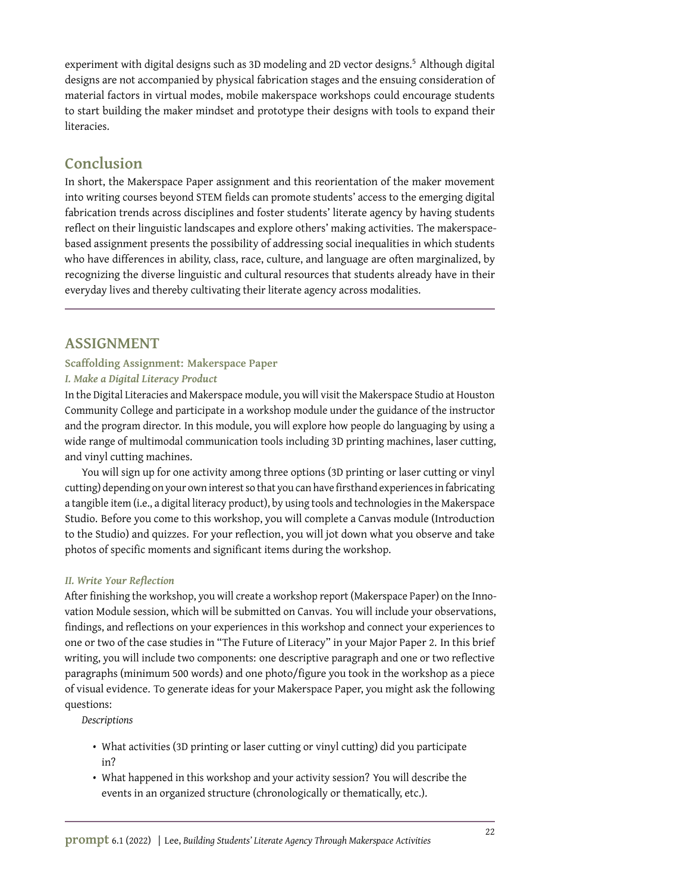experiment with digital designs such as 3D modeling and 2D vector designs.[5] Although digital designs are not accompanied by physical fabrication stages and the ensuing consideration of material factors in virtual modes, mobile makerspace workshops could encourage students to start building the maker mindset and prototype their designs with tools to expand their literacies.

## Conclusion

In short, the Makerspace Paper assignment and this reorientation of the maker movement into writing courses beyond STEM fields can promote students' access to the emerging digital fabrication trends across disciplines and foster students' literate agency by having students reflect on their linguistic landscapes and explore others' making activities. The makerspace-based assignment presents the possibility of addressing social inequalities in which students who have differences in ability, class, race, culture, and language are often marginalized, by recognizing the diverse linguistic and cultural resources that students already have in their everyday lives and thereby cultivating their literate agency across modalities.

---

## ASSIGNMENT

### Scaffolding Assignment: Makerspace Paper

#### *I. Make a Digital Literacy Product*

In the Digital Literacies and Makerspace module, you will visit the Makerspace Studio at Houston Community College and participate in a workshop module under the guidance of the instructor and the program director. In this module, you will explore how people do languaging by using a wide range of multimodal communication tools including 3D printing machines, laser cutting, and vinyl cutting machines.

You will sign up for one activity among three options (3D printing or laser cutting or vinyl cutting) depending on your own interest so that you can have firsthand experiences in fabricating a tangible item (i.e., a digital literacy product), by using tools and technologies in the Makerspace Studio. Before you come to this workshop, you will complete a Canvas module (Introduction to the Studio) and quizzes. For your reflection, you will jot down what you observe and take photos of specific moments and significant items during the workshop.

#### *II. Write Your Reflection*

After finishing the workshop, you will create a workshop report (Makerspace Paper) on the Innovation Module session, which will be submitted on Canvas. You will include your observations, findings, and reflections on your experiences in this workshop and connect your experiences to one or two of the case studies in "The Future of Literacy" in your Major Paper 2. In this brief writing, you will include two components: one descriptive paragraph and one or two reflective paragraphs (minimum 500 words) and one photo/figure you took in the workshop as a piece of visual evidence. To generate ideas for your Makerspace Paper, you might ask the following questions:

*Descriptions*

- What activities (3D printing or laser cutting or vinyl cutting) did you participate in?
- What happened in this workshop and your activity session? You will describe the events in an organized structure (chronologically or thematically, etc.).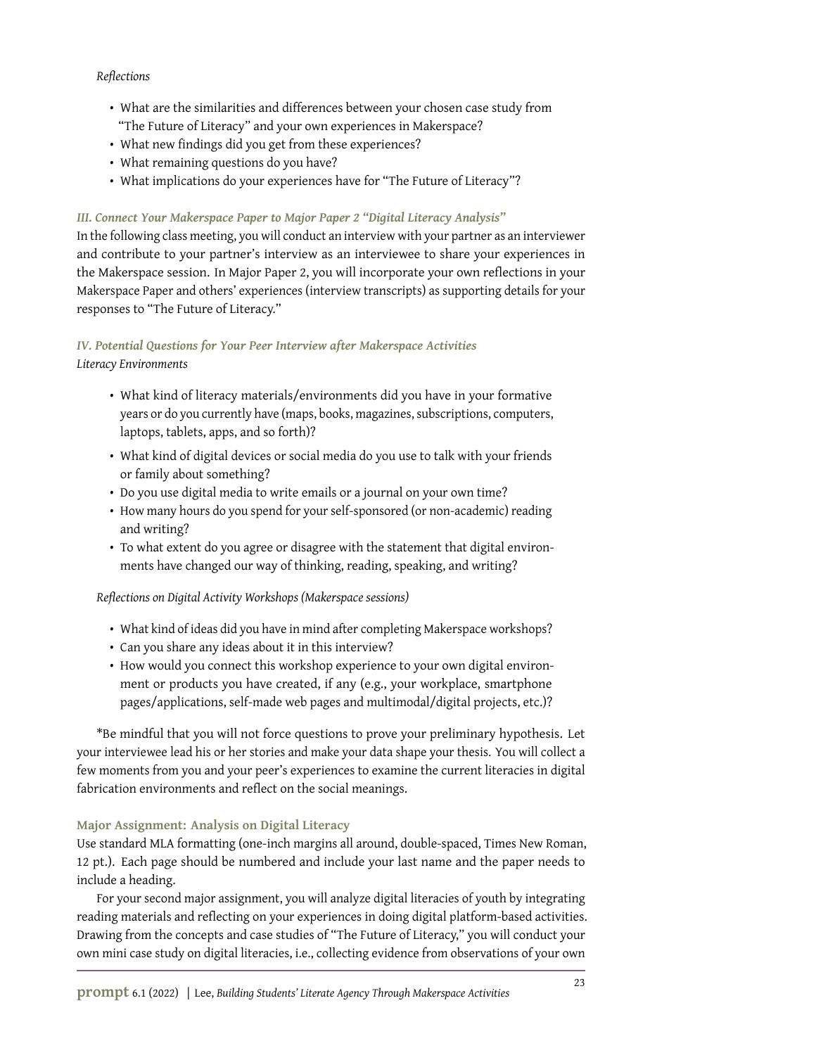*Reflections*

- What are the similarities and differences between your chosen case study from "The Future of Literacy" and your own experiences in Makerspace?
- What new findings did you get from these experiences?
- What remaining questions do you have?
- What implications do your experiences have for "The Future of Literacy"?

### *III. Connect Your Makerspace Paper to Major Paper 2 "Digital Literacy Analysis"*

In the following class meeting, you will conduct an interview with your partner as an interviewer and contribute to your partner's interview as an interviewee to share your experiences in the Makerspace session. In Major Paper 2, you will incorporate your own reflections in your Makerspace Paper and others' experiences (interview transcripts) as supporting details for your responses to "The Future of Literacy."

### *IV. Potential Questions for Your Peer Interview after Makerspace Activities*

*Literacy Environments*

- What kind of literacy materials/environments did you have in your formative years or do you currently have (maps, books, magazines, subscriptions, computers, laptops, tablets, apps, and so forth)?
- What kind of digital devices or social media do you use to talk with your friends or family about something?
- Do you use digital media to write emails or a journal on your own time?
- How many hours do you spend for your self-sponsored (or non-academic) reading and writing?
- To what extent do you agree or disagree with the statement that digital environments have changed our way of thinking, reading, speaking, and writing?

*Reflections on Digital Activity Workshops (Makerspace sessions)*

- What kind of ideas did you have in mind after completing Makerspace workshops?
- Can you share any ideas about it in this interview?
- How would you connect this workshop experience to your own digital environment or products you have created, if any (e.g., your workplace, smartphone pages/applications, self-made web pages and multimodal/digital projects, etc.)?

*Be mindful that you will not force questions to prove your preliminary hypothesis. Let your interviewee lead his or her stories and make your data shape your thesis. You will collect a few moments from you and your peer's experiences to examine the current literacies in digital fabrication environments and reflect on the social meanings.

### Major Assignment: Analysis on Digital Literacy

Use standard MLA formatting (one-inch margins all around, double-spaced, Times New Roman, 12 pt.). Each page should be numbered and include your last name and the paper needs to include a heading.

For your second major assignment, you will analyze digital literacies of youth by integrating reading materials and reflecting on your experiences in doing digital platform-based activities. Drawing from the concepts and case studies of "The Future of Literacy," you will conduct your own mini case study on digital literacies, i.e., collecting evidence from observations of your own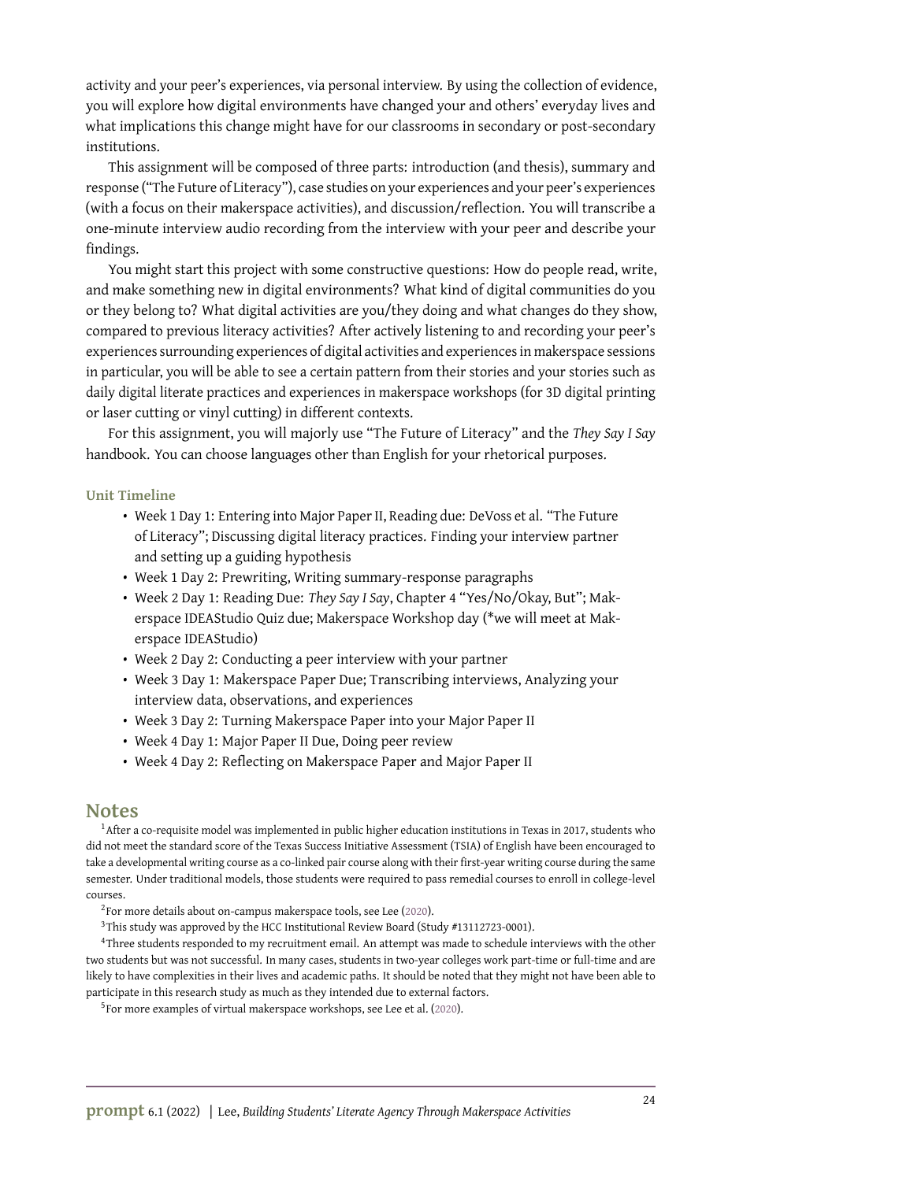activity and your peer's experiences, via personal interview. By using the collection of evidence, you will explore how digital environments have changed your and others' everyday lives and what implications this change might have for our classrooms in secondary or post-secondary institutions.

This assignment will be composed of three parts: introduction (and thesis), summary and response ("The Future of Literacy"), case studies on your experiences and your peer's experiences (with a focus on their makerspace activities), and discussion/reflection. You will transcribe a one-minute interview audio recording from the interview with your peer and describe your findings.

You might start this project with some constructive questions: How do people read, write, and make something new in digital environments? What kind of digital communities do you or they belong to? What digital activities are you/they doing and what changes do they show, compared to previous literacy activities? After actively listening to and recording your peer's experiences surrounding experiences of digital activities and experiences in makerspace sessions in particular, you will be able to see a certain pattern from their stories and your stories such as daily digital literate practices and experiences in makerspace workshops (for 3D digital printing or laser cutting or vinyl cutting) in different contexts.

For this assignment, you will majorly use "The Future of Literacy" and the *They Say I Say* handbook. You can choose languages other than English for your rhetorical purposes.

**Unit Timeline**

- Week 1 Day 1: Entering into Major Paper II, Reading due: DeVoss et al. "The Future of Literacy"; Discussing digital literacy practices. Finding your interview partner and setting up a guiding hypothesis
- Week 1 Day 2: Prewriting, Writing summary-response paragraphs
- Week 2 Day 1: Reading Due: *They Say I Say*, Chapter 4 "Yes/No/Okay, But"; Makerspace IDEAStudio Quiz due; Makerspace Workshop day (*we will meet at Makerspace IDEAStudio)
- Week 2 Day 2: Conducting a peer interview with your partner
- Week 3 Day 1: Makerspace Paper Due; Transcribing interviews, Analyzing your interview data, observations, and experiences
- Week 3 Day 2: Turning Makerspace Paper into your Major Paper II
- Week 4 Day 1: Major Paper II Due, Doing peer review
- Week 4 Day 2: Reflecting on Makerspace Paper and Major Paper II

## Notes

[1] After a co-requisite model was implemented in public higher education institutions in Texas in 2017, students who did not meet the standard score of the Texas Success Initiative Assessment (TSIA) of English have been encouraged to take a developmental writing course as a co-linked pair course along with their first-year writing course during the same semester. Under traditional models, those students were required to pass remedial courses to enroll in college-level courses.

[2] For more details about on-campus makerspace tools, see Lee (2020).

[3] This study was approved by the HCC Institutional Review Board (Study #13112723-0001).

[4] Three students responded to my recruitment email. An attempt was made to schedule interviews with the other two students but was not successful. In many cases, students in two-year colleges work part-time or full-time and are likely to have complexities in their lives and academic paths. It should be noted that they might not have been able to participate in this research study as much as they intended due to external factors.

[5] For more examples of virtual makerspace workshops, see Lee et al. (2020).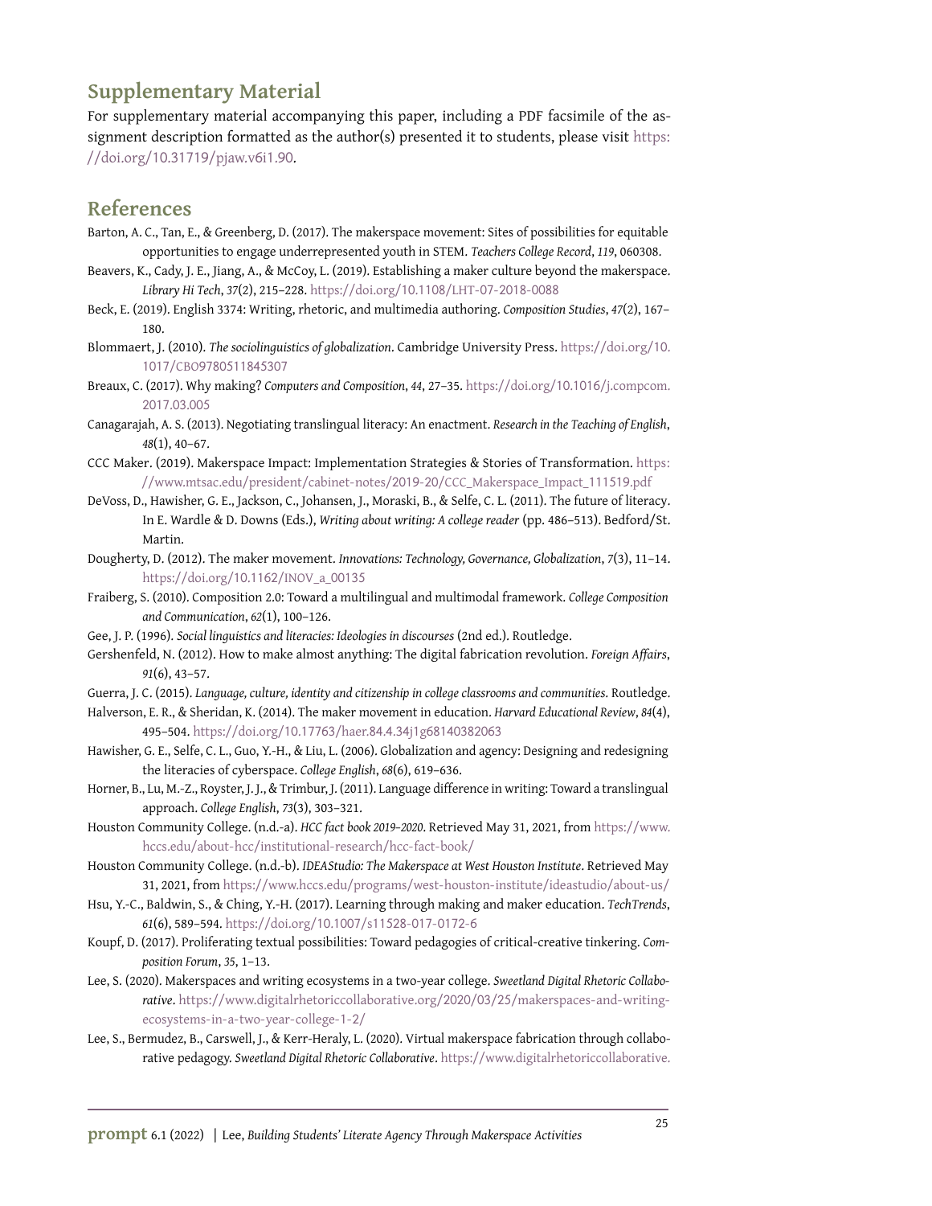## Supplementary Material

For supplementary material accompanying this paper, including a PDF facsimile of the assignment description formatted as the author(s) presented it to students, please visit https://doi.org/10.31719/pjaw.v6i1.90.

## References

Barton, A. C., Tan, E., & Greenberg, D. (2017). The makerspace movement: Sites of possibilities for equitable opportunities to engage underrepresented youth in STEM. *Teachers College Record*, *119*, 060308.

Beavers, K., Cady, J. E., Jiang, A., & McCoy, L. (2019). Establishing a maker culture beyond the makerspace. *Library Hi Tech*, *37*(2), 215–228. https://doi.org/10.1108/LHT-07-2018-0088

Beck, E. (2019). English 3374: Writing, rhetoric, and multimedia authoring. *Composition Studies*, *47*(2), 167–180.

Blommaert, J. (2010). *The sociolinguistics of globalization*. Cambridge University Press. https://doi.org/10.1017/CBO9780511845307

Breaux, C. (2017). Why making? *Computers and Composition*, *44*, 27–35. https://doi.org/10.1016/j.compcom.2017.03.005

Canagarajah, A. S. (2013). Negotiating translingual literacy: An enactment. *Research in the Teaching of English*, *48*(1), 40–67.

CCC Maker. (2019). Makerspace Impact: Implementation Strategies & Stories of Transformation. https://www.mtsac.edu/president/cabinet-notes/2019-20/CCC_Makerspace_Impact_111519.pdf

DeVoss, D., Hawisher, G. E., Jackson, C., Johansen, J., Moraski, B., & Selfe, C. L. (2011). The future of literacy. In E. Wardle & D. Downs (Eds.), *Writing about writing: A college reader* (pp. 486–513). Bedford/St. Martin.

Dougherty, D. (2012). The maker movement. *Innovations: Technology, Governance, Globalization*, *7*(3), 11–14. https://doi.org/10.1162/INOV_a_00135

Fraiberg, S. (2010). Composition 2.0: Toward a multilingual and multimodal framework. *College Composition and Communication*, *62*(1), 100–126.

Gee, J. P. (1996). *Social linguistics and literacies: Ideologies in discourses* (2nd ed.). Routledge.

Gershenfeld, N. (2012). How to make almost anything: The digital fabrication revolution. *Foreign Affairs*, *91*(6), 43–57.

Guerra, J. C. (2015). *Language, culture, identity and citizenship in college classrooms and communities*. Routledge.

Halverson, E. R., & Sheridan, K. (2014). The maker movement in education. *Harvard Educational Review*, *84*(4), 495–504. https://doi.org/10.17763/haer.84.4.34j1g68140382063

Hawisher, G. E., Selfe, C. L., Guo, Y.-H., & Liu, L. (2006). Globalization and agency: Designing and redesigning the literacies of cyberspace. *College English*, *68*(6), 619–636.

Horner, B., Lu, M.-Z., Royster, J. J., & Trimbur, J. (2011). Language difference in writing: Toward a translingual approach. *College English*, *73*(3), 303–321.

Houston Community College. (n.d.-a). *HCC fact book 2019–2020*. Retrieved May 31, 2021, from https://www.hccs.edu/about-hcc/institutional-research/hcc-fact-book/

Houston Community College. (n.d.-b). *IDEAStudio: The Makerspace at West Houston Institute*. Retrieved May 31, 2021, from https://www.hccs.edu/programs/west-houston-institute/ideastudio/about-us/

Hsu, Y.-C., Baldwin, S., & Ching, Y.-H. (2017). Learning through making and maker education. *TechTrends*, *61*(6), 589–594. https://doi.org/10.1007/s11528-017-0172-6

Koupf, D. (2017). Proliferating textual possibilities: Toward pedagogies of critical-creative tinkering. *Composition Forum*, *35*, 1–13.

Lee, S. (2020). Makerspaces and writing ecosystems in a two-year college. *Sweetland Digital Rhetoric Collaborative*. https://www.digitalrhetoriccollaborative.org/2020/03/25/makerspaces-and-writing-ecosystems-in-a-two-year-college-1-2/

Lee, S., Bermudez, B., Carswell, J., & Kerr-Heraly, L. (2020). Virtual makerspace fabrication through collaborative pedagogy. *Sweetland Digital Rhetoric Collaborative*. https://www.digitalrhetoriccollaborative.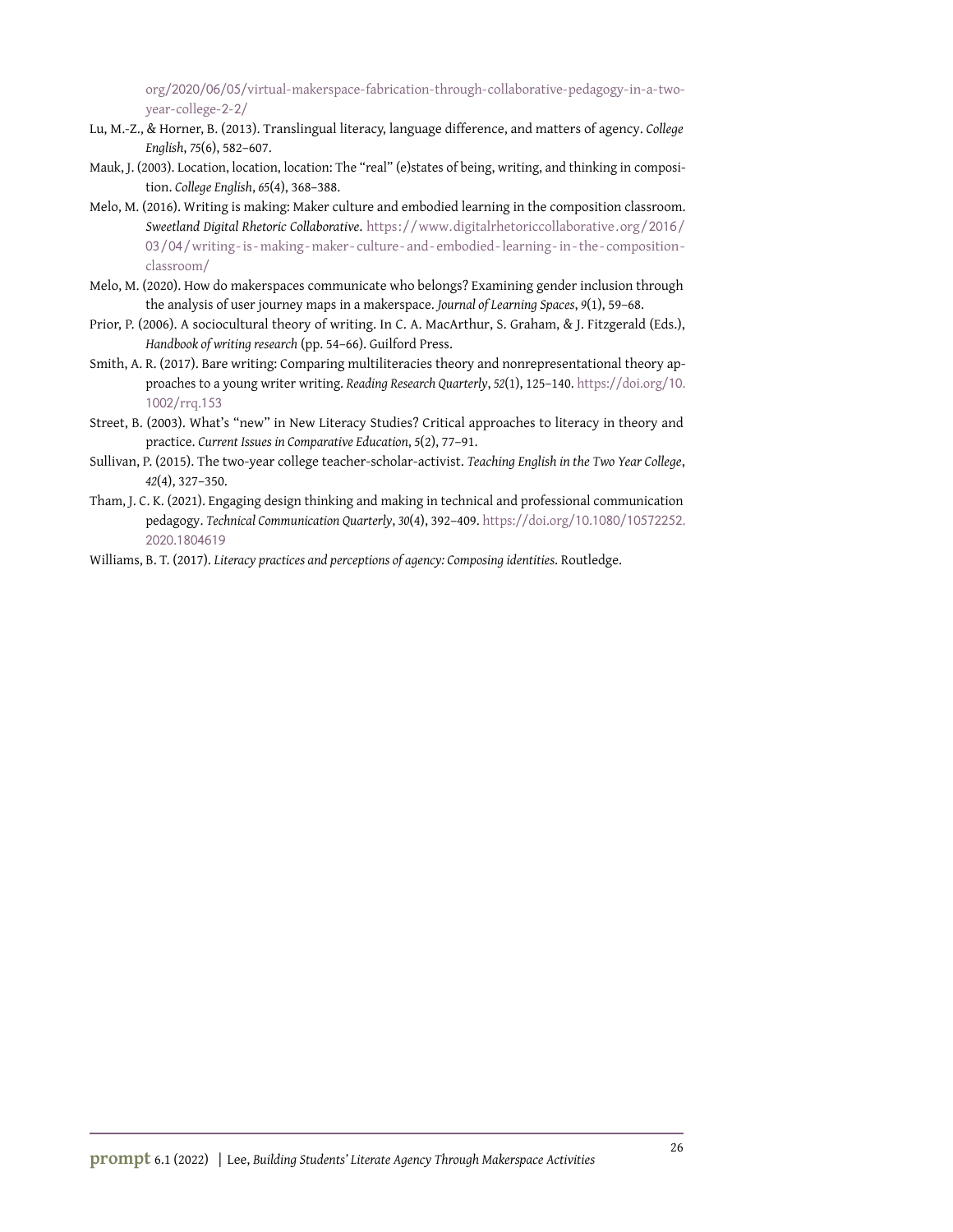org/2020/06/05/virtual-makerspace-fabrication-through-collaborative-pedagogy-in-a-two-year-college-2-2/

Lu, M.-Z., & Horner, B. (2013). Translingual literacy, language difference, and matters of agency. *College English*, *75*(6), 582–607.

Mauk, J. (2003). Location, location, location: The "real" (e)states of being, writing, and thinking in composition. *College English*, *65*(4), 368–388.

Melo, M. (2016). Writing is making: Maker culture and embodied learning in the composition classroom. *Sweetland Digital Rhetoric Collaborative*. https://www.digitalrhetoriccollaborative.org/2016/03/04/writing-is-making-maker-culture-and-embodied-learning-in-the-composition-classroom/

Melo, M. (2020). How do makerspaces communicate who belongs? Examining gender inclusion through the analysis of user journey maps in a makerspace. *Journal of Learning Spaces*, *9*(1), 59–68.

Prior, P. (2006). A sociocultural theory of writing. In C. A. MacArthur, S. Graham, & J. Fitzgerald (Eds.), *Handbook of writing research* (pp. 54–66). Guilford Press.

Smith, A. R. (2017). Bare writing: Comparing multiliteracies theory and nonrepresentational theory approaches to a young writer writing. *Reading Research Quarterly*, *52*(1), 125–140. https://doi.org/10.1002/rrq.153

Street, B. (2003). What's "new" in New Literacy Studies? Critical approaches to literacy in theory and practice. *Current Issues in Comparative Education*, *5*(2), 77–91.

Sullivan, P. (2015). The two-year college teacher-scholar-activist. *Teaching English in the Two Year College*, *42*(4), 327–350.

Tham, J. C. K. (2021). Engaging design thinking and making in technical and professional communication pedagogy. *Technical Communication Quarterly*, *30*(4), 392–409. https://doi.org/10.1080/10572252.2020.1804619

Williams, B. T. (2017). *Literacy practices and perceptions of agency: Composing identities*. Routledge.